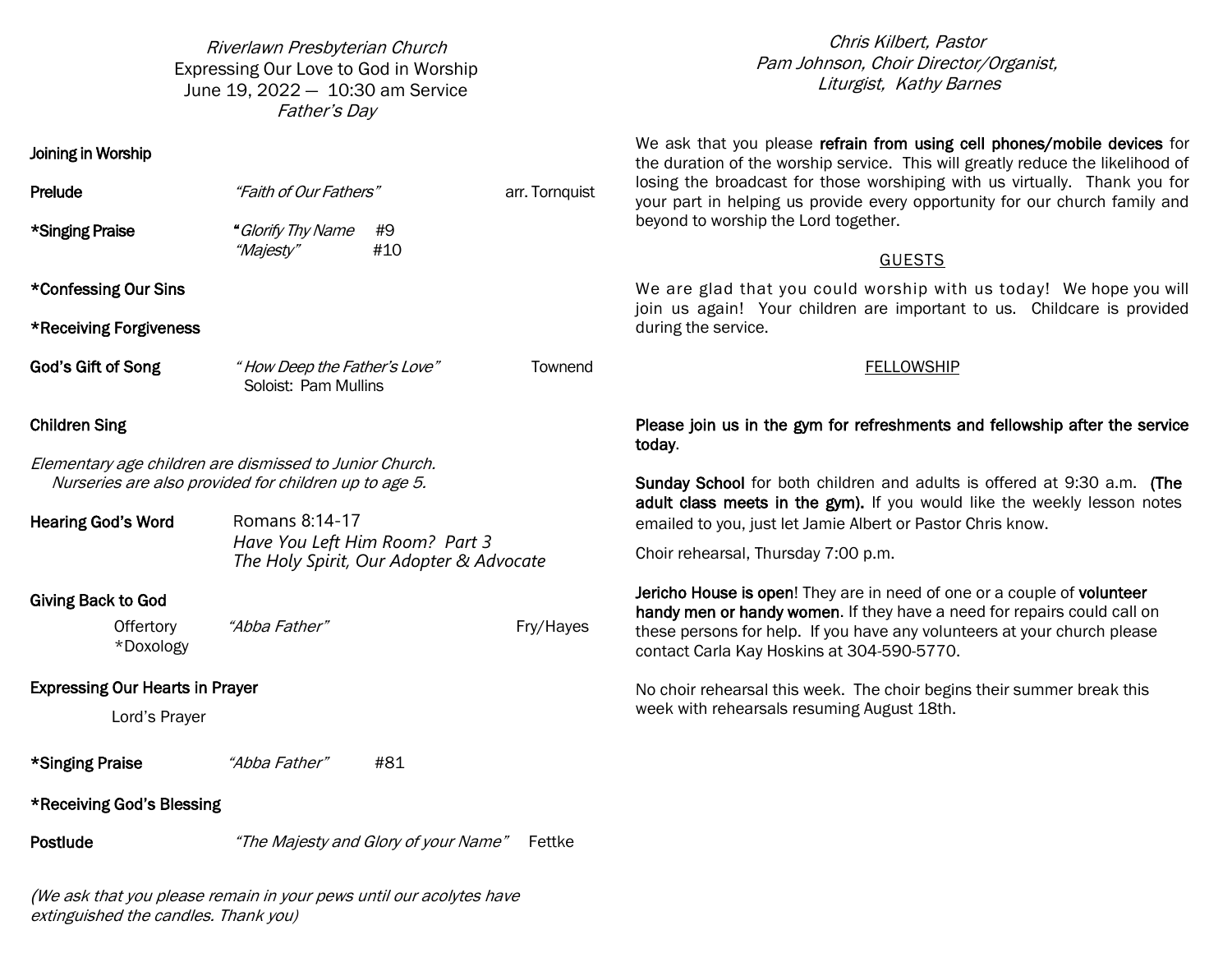*Riverlawn Presbyterian Church*
Expressing Our Love to God in Worship
June 19, 2022 — 10:30 am Service
*Father's Day*

**Joining in Worship**

**Prelude** *"Faith of Our Fathers"* arr. Tornquist

***Singing Praise** *"Glorify Thy Name* #9
*"Majesty"* #10

***Confessing Our Sins**

***Receiving Forgiveness**

**God's Gift of Song** *" How Deep the Father's Love"* Townend
Soloist: Pam Mullins

**Children Sing**

*Elementary age children are dismissed to Junior Church.*
*Nurseries are also provided for children up to age 5.*

**Hearing God's Word** Romans 8:14-17
*Have You Left Him Room? Part 3*
*The Holy Spirit, Our Adopter & Advocate*

**Giving Back to God**
Offertory *"Abba Father"* Fry/Hayes
*Doxology

**Expressing Our Hearts in Prayer**
Lord's Prayer

***Singing Praise** *"Abba Father"* #81

***Receiving God's Blessing**

**Postlude** *"The Majesty and Glory of your Name"* Fettke

*(We ask that you please remain in your pews until our acolytes have extinguished the candles. Thank you)*

*Chris Kilbert, Pastor*
*Pam Johnson, Choir Director/Organist,*
*Liturgist, Kathy Barnes*

We ask that you please **refrain from using cell phones/mobile devices** for the duration of the worship service. This will greatly reduce the likelihood of losing the broadcast for those worshiping with us virtually. Thank you for your part in helping us provide every opportunity for our church family and beyond to worship the Lord together.

## GUESTS

We are glad that you could worship with us today! We hope you will join us again! Your children are important to us. Childcare is provided during the service.

## FELLOWSHIP

**Please join us in the gym for refreshments and fellowship after the service today**.

**Sunday School** for both children and adults is offered at 9:30 a.m. **(The adult class meets in the gym).** If you would like the weekly lesson notes emailed to you, just let Jamie Albert or Pastor Chris know.

Choir rehearsal, Thursday 7:00 p.m.

**Jericho House is open**! They are in need of one or a couple of **volunteer handy men or handy women**. If they have a need for repairs could call on these persons for help. If you have any volunteers at your church please contact Carla Kay Hoskins at 304-590-5770.

No choir rehearsal this week. The choir begins their summer break this week with rehearsals resuming August 18th.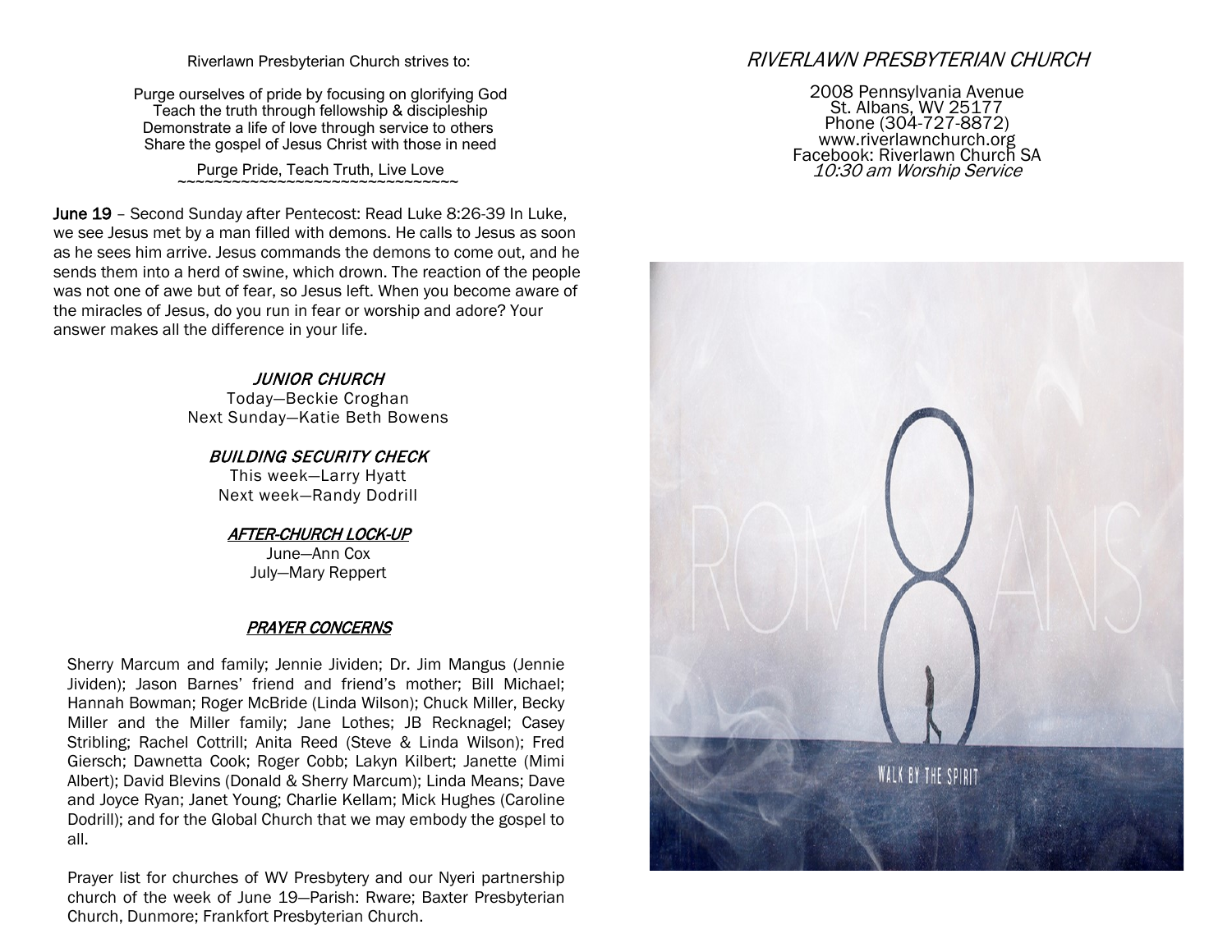Riverlawn Presbyterian Church strives to:

Purge ourselves of pride by focusing on glorifying God
Teach the truth through fellowship & discipleship
Demonstrate a life of love through service to others
Share the gospel of Jesus Christ with those in need

Purge Pride, Teach Truth, Live Love
~~~~~~~~~~~~~~~~~~~~~~~~~~~~~~~~~~

**June 19** – Second Sunday after Pentecost: Read Luke 8:26-39 In Luke, we see Jesus met by a man filled with demons. He calls to Jesus as soon as he sees him arrive. Jesus commands the demons to come out, and he sends them into a herd of swine, which drown. The reaction of the people was not one of awe but of fear, so Jesus left. When you become aware of the miracles of Jesus, do you run in fear or worship and adore? Your answer makes all the difference in your life.

### *JUNIOR CHURCH*

Today—Beckie Croghan
Next Sunday—Katie Beth Bowens

### *BUILDING SECURITY CHECK*

This week—Larry Hyatt
Next week—Randy Dodrill

### *AFTER-CHURCH LOCK-UP*

June—Ann Cox
July—Mary Reppert

### *PRAYER CONCERNS*

Sherry Marcum and family; Jennie Jividen; Dr. Jim Mangus (Jennie Jividen); Jason Barnes' friend and friend's mother; Bill Michael; Hannah Bowman; Roger McBride (Linda Wilson); Chuck Miller, Becky Miller and the Miller family; Jane Lothes; JB Recknagel; Casey Stribling; Rachel Cottrill; Anita Reed (Steve & Linda Wilson); Fred Giersch; Dawnetta Cook; Roger Cobb; Lakyn Kilbert; Janette (Mimi Albert); David Blevins (Donald & Sherry Marcum); Linda Means; Dave and Joyce Ryan; Janet Young; Charlie Kellam; Mick Hughes (Caroline Dodrill); and for the Global Church that we may embody the gospel to all.

Prayer list for churches of WV Presbytery and our Nyeri partnership church of the week of June 19—Parish: Rware; Baxter Presbyterian Church, Dunmore; Frankfort Presbyterian Church.

## *RIVERLAWN PRESBYTERIAN CHURCH*

2008 Pennsylvania Avenue
St. Albans, WV 25177
Phone (304-727-8872)
www.riverlawnchurch.org
Facebook: Riverlawn Church SA
*10:30 am Worship Service*

ROMANS 8

WALK BY THE SPIRIT